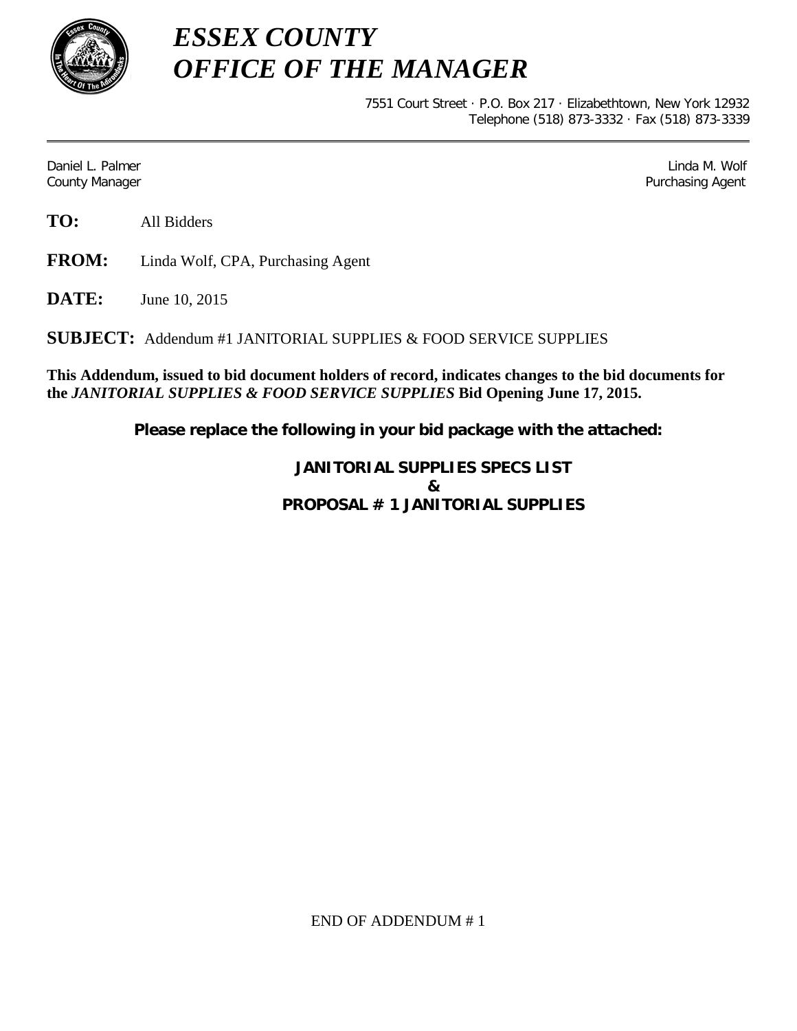# *ESSEX COUNTY*
# *OFFICE OF THE MANAGER*

7551 Court Street · P.O. Box 217 · Elizabethtown, New York 12932
Telephone (518) 873-3332 · Fax (518) 873-3339

---

Daniel L. Palmer
County Manager

Linda M. Wolf
Purchasing Agent

**TO:** All Bidders

**FROM:** Linda Wolf, CPA, Purchasing Agent

**DATE:** June 10, 2015

**SUBJECT:** Addendum #1 JANITORIAL SUPPLIES & FOOD SERVICE SUPPLIES

**This Addendum, issued to bid document holders of record, indicates changes to the bid documents for the *JANITORIAL SUPPLIES & FOOD SERVICE SUPPLIES* Bid Opening June 17, 2015.**

**Please replace the following in your bid package with the attached:**

**JANITORIAL SUPPLIES SPECS LIST**
**&**
**PROPOSAL # 1 JANITORIAL SUPPLIES**

END OF ADDENDUM # 1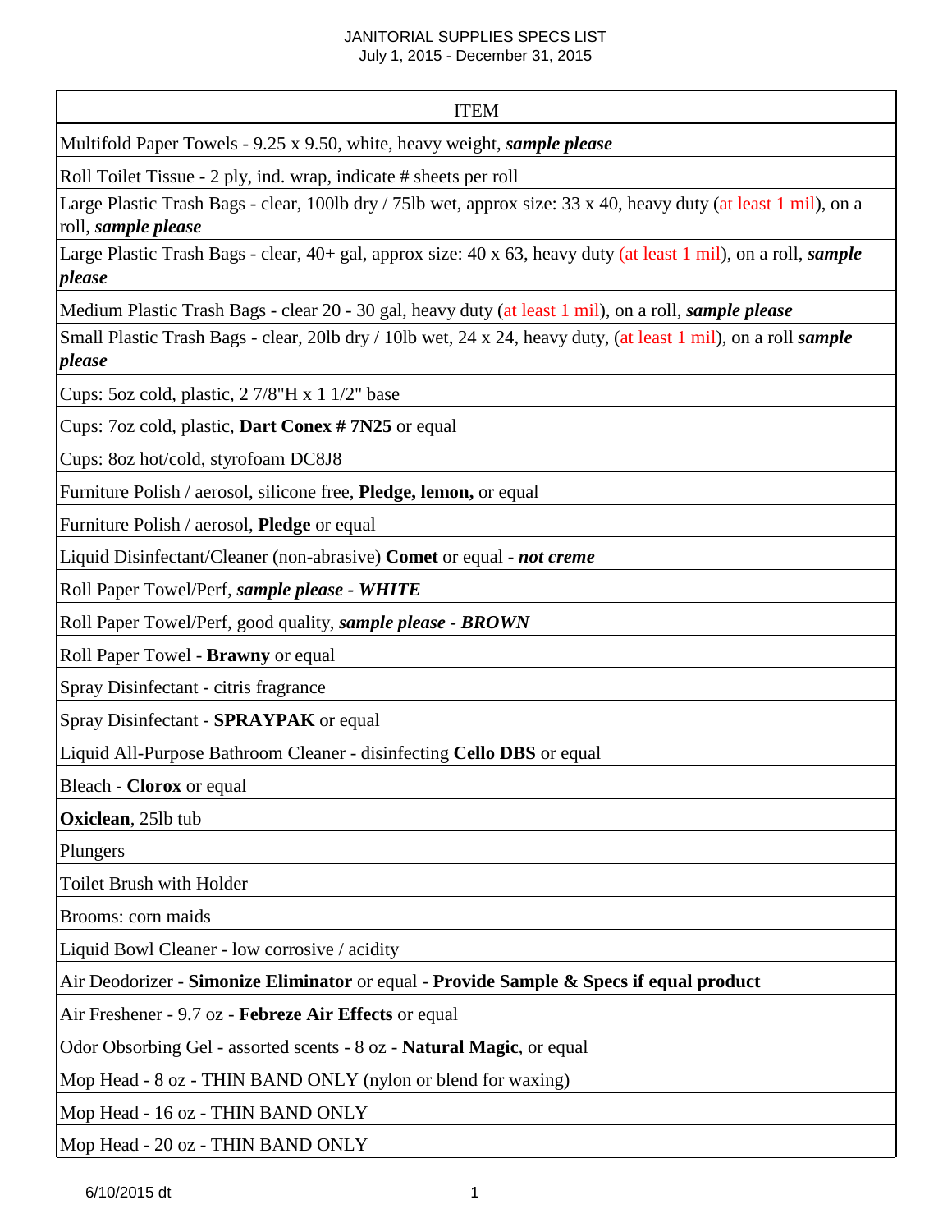JANITORIAL SUPPLIES SPECS LIST
July 1, 2015 - December 31, 2015

| ITEM |
|---|
| Multifold Paper Towels - 9.25 x 9.50, white, heavy weight, ***sample please*** |
| Roll Toilet Tissue - 2 ply, ind. wrap, indicate # sheets per roll |
| Large Plastic Trash Bags - clear, 100lb dry / 75lb wet, approx size: 33 x 40, heavy duty (at least 1 mil), on a roll, ***sample please*** |
| Large Plastic Trash Bags - clear, 40+ gal, approx size: 40 x 63, heavy duty (at least 1 mil), on a roll, ***sample please*** |
| Medium Plastic Trash Bags - clear 20 - 30 gal, heavy duty (at least 1 mil), on a roll, ***sample please*** |
| Small Plastic Trash Bags - clear, 20lb dry / 10lb wet, 24 x 24, heavy duty, (at least 1 mil), on a roll ***sample please*** |
| Cups: 5oz cold, plastic, 2 7/8"H x 1 1/2" base |
| Cups: 7oz cold, plastic, **Dart Conex # 7N25** or equal |
| Cups: 8oz hot/cold, styrofoam DC8J8 |
| Furniture Polish / aerosol, silicone free, **Pledge, lemon,** or equal |
| Furniture Polish / aerosol, **Pledge** or equal |
| Liquid Disinfectant/Cleaner (non-abrasive) **Comet** or equal - ***not creme*** |
| Roll Paper Towel/Perf, ***sample please - WHITE*** |
| Roll Paper Towel/Perf, good quality, ***sample please - BROWN*** |
| Roll Paper Towel - **Brawny** or equal |
| Spray Disinfectant - citris fragrance |
| Spray Disinfectant - **SPRAYPAK** or equal |
| Liquid All-Purpose Bathroom Cleaner - disinfecting **Cello DBS** or equal |
| Bleach - **Clorox** or equal |
| **Oxiclean**, 25lb tub |
| Plungers |
| Toilet Brush with Holder |
| Brooms: corn maids |
| Liquid Bowl Cleaner - low corrosive / acidity |
| Air Deodorizer - **Simonize Eliminator** or equal - **Provide Sample & Specs if equal product** |
| Air Freshener - 9.7 oz - **Febreze Air Effects** or equal |
| Odor Obsorbing Gel - assorted scents - 8 oz - **Natural Magic**, or equal |
| Mop Head - 8 oz - THIN BAND ONLY (nylon or blend for waxing) |
| Mop Head - 16 oz - THIN BAND ONLY |
| Mop Head - 20 oz - THIN BAND ONLY |

6/10/2015 dt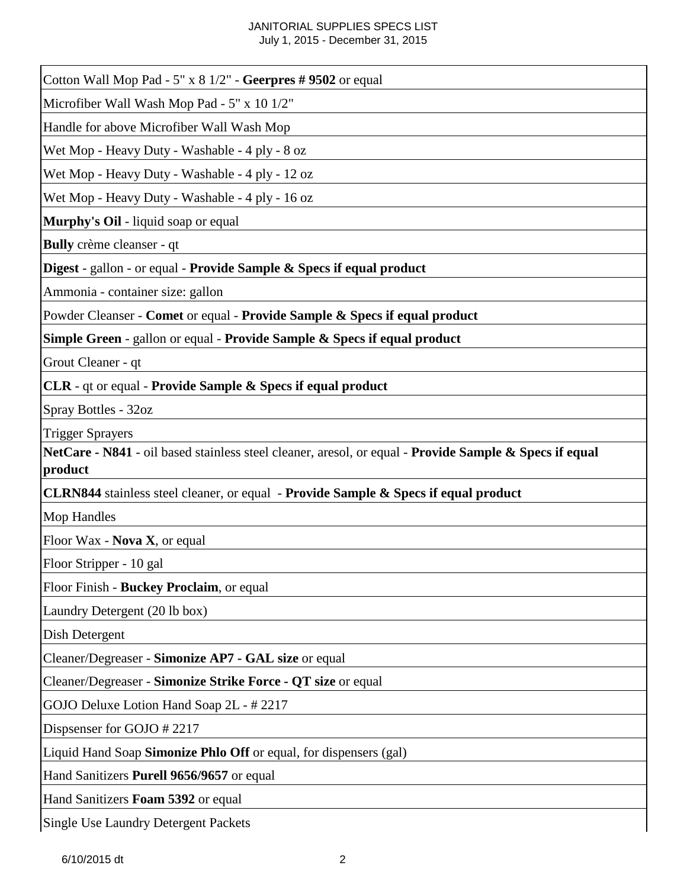| |
|---|
| Cotton Wall Mop Pad - 5" x 8 1/2" - **Geerpres # 9502** or equal |
| Microfiber Wall Wash Mop Pad - 5" x 10 1/2" |
| Handle for above Microfiber Wall Wash Mop |
| Wet Mop - Heavy Duty - Washable - 4 ply - 8 oz |
| Wet Mop - Heavy Duty - Washable - 4 ply - 12 oz |
| Wet Mop - Heavy Duty - Washable - 4 ply - 16 oz |
| **Murphy's Oil** - liquid soap or equal |
| **Bully** crème cleanser - qt |
| **Digest** - gallon - or equal - **Provide Sample & Specs if equal product** |
| Ammonia - container size: gallon |
| Powder Cleanser - **Comet** or equal - **Provide Sample & Specs if equal product** |
| **Simple Green** - gallon or equal - **Provide Sample & Specs if equal product** |
| Grout Cleaner - qt |
| **CLR** - qt or equal - **Provide Sample & Specs if equal product** |
| Spray Bottles - 32oz |
| Trigger Sprayers |
| **NetCare - N841** - oil based stainless steel cleaner, aresol, or equal - **Provide Sample & Specs if equal product** |
| **CLRN844** stainless steel cleaner, or equal - **Provide Sample & Specs if equal product** |
| Mop Handles |
| Floor Wax - **Nova X**, or equal |
| Floor Stripper - 10 gal |
| Floor Finish - **Buckey Proclaim**, or equal |
| Laundry Detergent (20 lb box) |
| Dish Detergent |
| Cleaner/Degreaser - **Simonize AP7 - GAL size** or equal |
| Cleaner/Degreaser - **Simonize Strike Force - QT size** or equal |
| GOJO Deluxe Lotion Hand Soap 2L - # 2217 |
| Dispsenser for GOJO # 2217 |
| Liquid Hand Soap **Simonize Phlo Off** or equal, for dispensers (gal) |
| Hand Sanitizers **Purell 9656/9657** or equal |
| Hand Sanitizers **Foam 5392** or equal |
| Single Use Laundry Detergent Packets |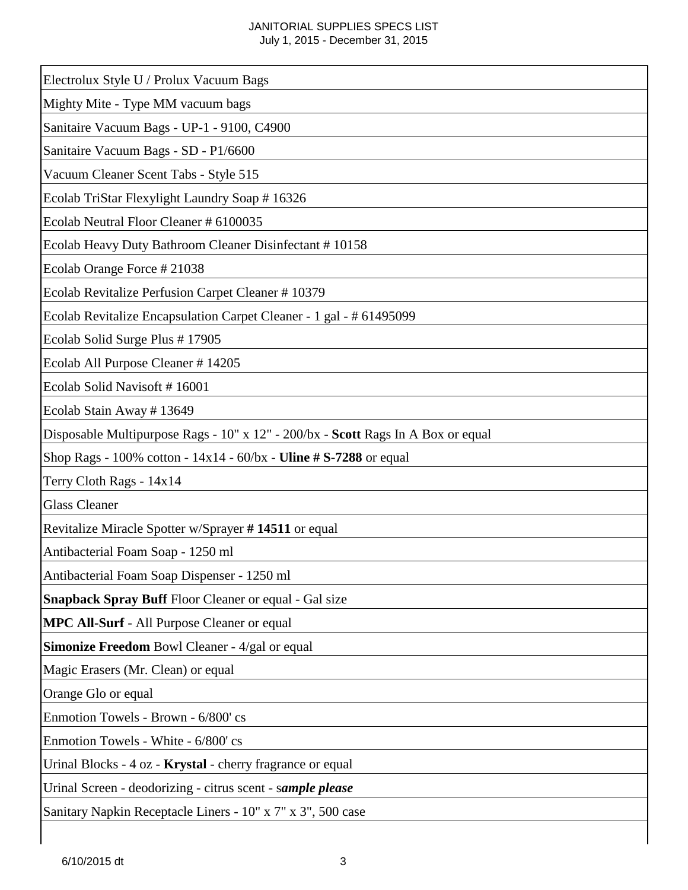# JANITORIAL SUPPLIES SPECS LIST

July 1, 2015 - December 31, 2015

| |
|---|
| Electrolux Style U / Prolux Vacuum Bags |
| Mighty Mite - Type MM vacuum bags |
| Sanitaire Vacuum Bags - UP-1 - 9100, C4900 |
| Sanitaire Vacuum Bags - SD - P1/6600 |
| Vacuum Cleaner Scent Tabs - Style 515 |
| Ecolab TriStar Flexylight Laundry Soap # 16326 |
| Ecolab Neutral Floor Cleaner # 6100035 |
| Ecolab Heavy Duty Bathroom Cleaner Disinfectant # 10158 |
| Ecolab Orange Force # 21038 |
| Ecolab Revitalize Perfusion Carpet Cleaner # 10379 |
| Ecolab Revitalize Encapsulation Carpet Cleaner - 1 gal - # 61495099 |
| Ecolab Solid Surge Plus # 17905 |
| Ecolab All Purpose Cleaner # 14205 |
| Ecolab Solid Navisoft # 16001 |
| Ecolab Stain Away # 13649 |
| Disposable Multipurpose Rags - 10" x 12" - 200/bx - **Scott** Rags In A Box or equal |
| Shop Rags - 100% cotton - 14x14 - 60/bx - **Uline # S-7288** or equal |
| Terry Cloth Rags - 14x14 |
| Glass Cleaner |
| Revitalize Miracle Spotter w/Sprayer **# 14511** or equal |
| Antibacterial Foam Soap - 1250 ml |
| Antibacterial Foam Soap Dispenser - 1250 ml |
| **Snapback Spray Buff** Floor Cleaner or equal - Gal size |
| **MPC All-Surf** - All Purpose Cleaner or equal |
| **Simonize Freedom** Bowl Cleaner - 4/gal or equal |
| Magic Erasers (Mr. Clean) or equal |
| Orange Glo or equal |
| Enmotion Towels - Brown - 6/800' cs |
| Enmotion Towels - White - 6/800' cs |
| Urinal Blocks - 4 oz - **Krystal** - cherry fragrance or equal |
| Urinal Screen - deodorizing - citrus scent - s***ample please*** |
| Sanitary Napkin Receptacle Liners - 10" x 7" x 3", 500 case |
| |

6/10/2015 dt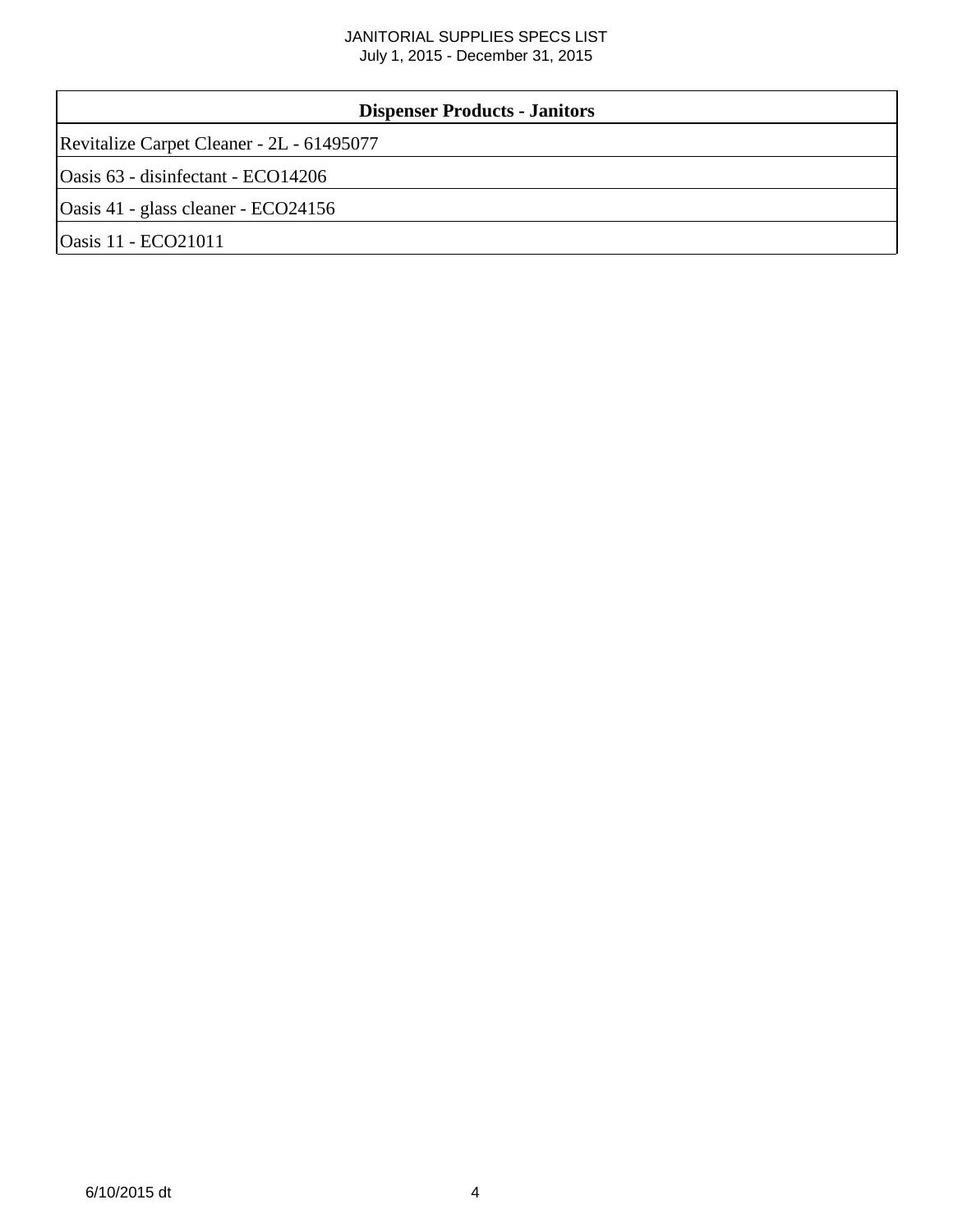| Dispenser Products - Janitors |
|---|
| Revitalize Carpet Cleaner - 2L - 61495077 |
| Oasis 63 - disinfectant - ECO14206 |
| Oasis 41 - glass cleaner - ECO24156 |
| Oasis 11 - ECO21011 |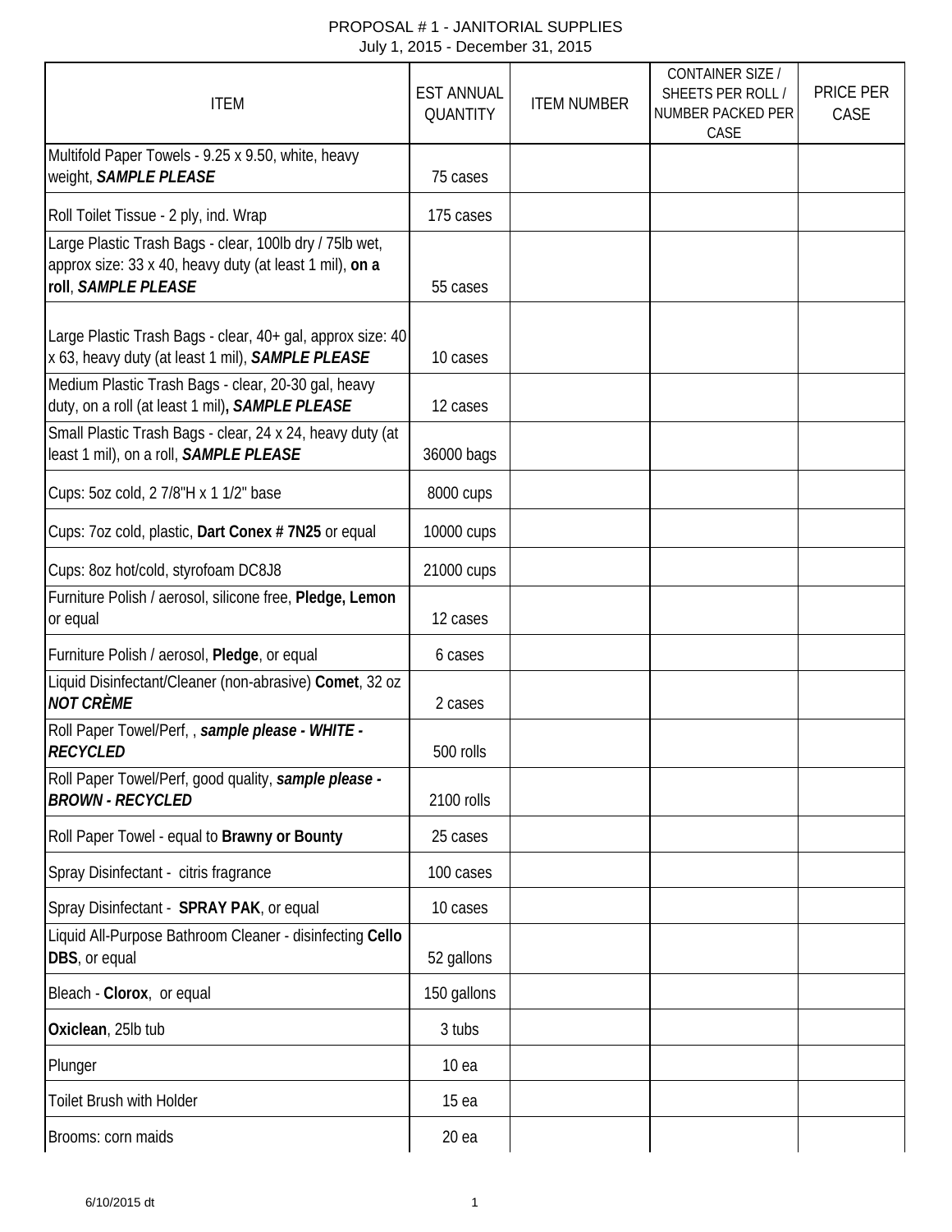PROPOSAL # 1 - JANITORIAL SUPPLIES

July 1, 2015 - December 31, 2015

| ITEM | EST ANNUAL QUANTITY | ITEM NUMBER | CONTAINER SIZE / SHEETS PER ROLL / NUMBER PACKED PER CASE | PRICE PER CASE |
|---|---|---|---|---|
| Multifold Paper Towels - 9.25 x 9.50, white, heavy weight, ***SAMPLE PLEASE*** | 75 cases | | | |
| Roll Toilet Tissue - 2 ply, ind. Wrap | 175 cases | | | |
| Large Plastic Trash Bags - clear, 100lb dry / 75lb wet, approx size: 33 x 40, heavy duty (at least 1 mil), **on a roll**, ***SAMPLE PLEASE*** | 55 cases | | | |
| Large Plastic Trash Bags - clear, 40+ gal, approx size: 40 x 63, heavy duty (at least 1 mil), ***SAMPLE PLEASE*** | 10 cases | | | |
| Medium Plastic Trash Bags - clear, 20-30 gal, heavy duty, on a roll (at least 1 mil)**,** ***SAMPLE PLEASE*** | 12 cases | | | |
| Small Plastic Trash Bags - clear, 24 x 24, heavy duty (at least 1 mil), on a roll, ***SAMPLE PLEASE*** | 36000 bags | | | |
| Cups: 5oz cold, 2 7/8"H x 1 1/2" base | 8000 cups | | | |
| Cups: 7oz cold, plastic, **Dart Conex # 7N25** or equal | 10000 cups | | | |
| Cups: 8oz hot/cold, styrofoam DC8J8 | 21000 cups | | | |
| Furniture Polish / aerosol, silicone free, **Pledge, Lemon** or equal | 12 cases | | | |
| Furniture Polish / aerosol, **Pledge**, or equal | 6 cases | | | |
| Liquid Disinfectant/Cleaner (non-abrasive) **Comet**, 32 oz ***NOT CRÈME*** | 2 cases | | | |
| Roll Paper Towel/Perf, , ***sample please - WHITE - RECYCLED*** | 500 rolls | | | |
| Roll Paper Towel/Perf, good quality, ***sample please - BROWN - RECYCLED*** | 2100 rolls | | | |
| Roll Paper Towel - equal to **Brawny or Bounty** | 25 cases | | | |
| Spray Disinfectant - citris fragrance | 100 cases | | | |
| Spray Disinfectant - **SPRAY PAK**, or equal | 10 cases | | | |
| Liquid All-Purpose Bathroom Cleaner - disinfecting **Cello DBS**, or equal | 52 gallons | | | |
| Bleach - **Clorox**, or equal | 150 gallons | | | |
| **Oxiclean**, 25lb tub | 3 tubs | | | |
| Plunger | 10 ea | | | |
| Toilet Brush with Holder | 15 ea | | | |
| Brooms: corn maids | 20 ea | | | |

6/10/2015 dt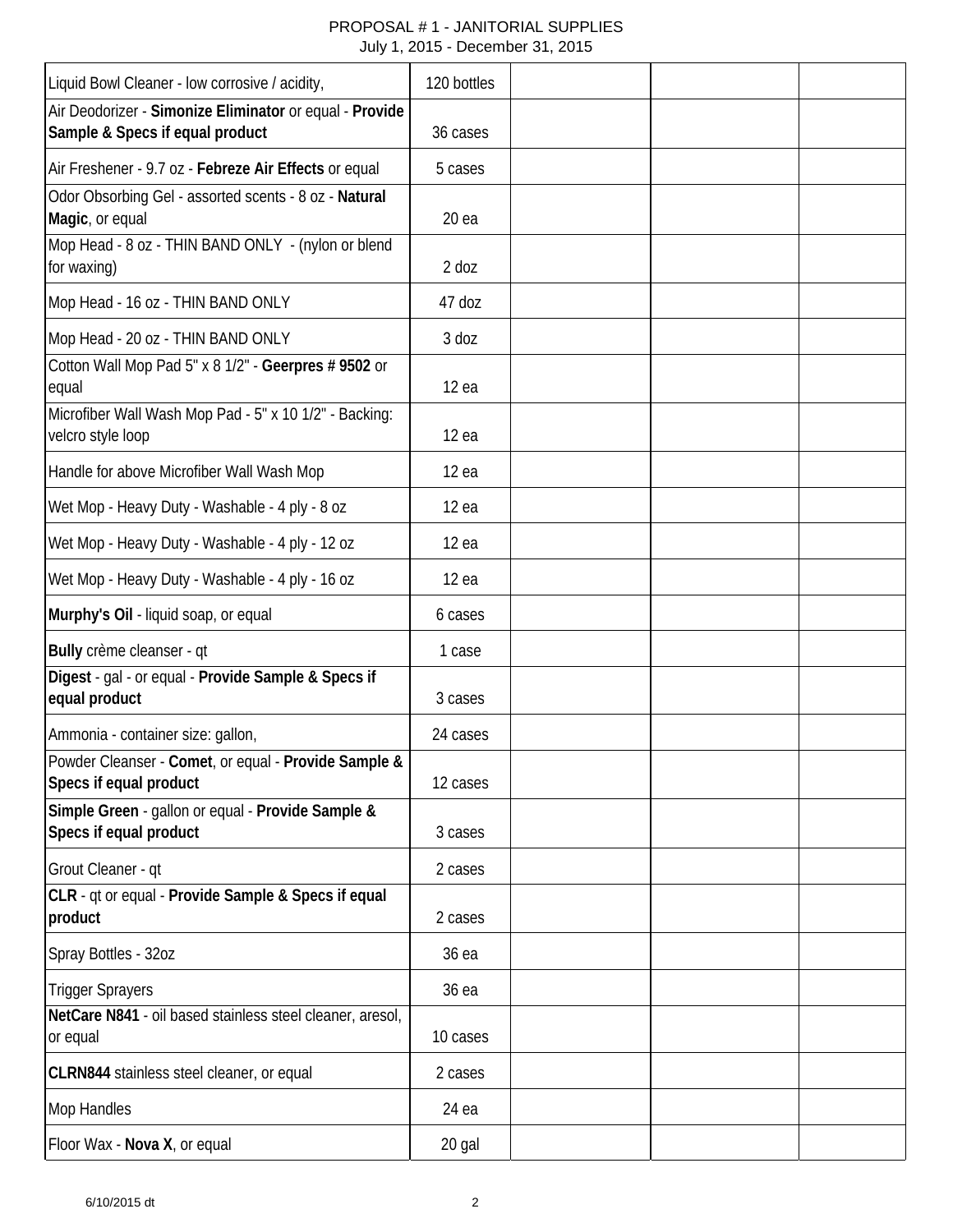PROPOSAL # 1 - JANITORIAL SUPPLIES
July 1, 2015 - December 31, 2015

| | | | | |
|---|---|---|---|---|
| Liquid Bowl Cleaner - low corrosive / acidity, | 120 bottles | | | |
| Air Deodorizer - **Simonize Eliminator** or equal - **Provide Sample & Specs if equal product** | 36 cases | | | |
| Air Freshener - 9.7 oz - **Febreze Air Effects** or equal | 5 cases | | | |
| Odor Obsorbing Gel - assorted scents - 8 oz - **Natural Magic**, or equal | 20 ea | | | |
| Mop Head - 8 oz - THIN BAND ONLY - (nylon or blend for waxing) | 2 doz | | | |
| Mop Head - 16 oz - THIN BAND ONLY | 47 doz | | | |
| Mop Head - 20 oz - THIN BAND ONLY | 3 doz | | | |
| Cotton Wall Mop Pad 5" x 8 1/2" - **Geerpres # 9502** or equal | 12 ea | | | |
| Microfiber Wall Wash Mop Pad - 5" x 10 1/2" - Backing: velcro style loop | 12 ea | | | |
| Handle for above Microfiber Wall Wash Mop | 12 ea | | | |
| Wet Mop - Heavy Duty - Washable - 4 ply - 8 oz | 12 ea | | | |
| Wet Mop - Heavy Duty - Washable - 4 ply - 12 oz | 12 ea | | | |
| Wet Mop - Heavy Duty - Washable - 4 ply - 16 oz | 12 ea | | | |
| **Murphy's Oil** - liquid soap, or equal | 6 cases | | | |
| **Bully** crème cleanser - qt | 1 case | | | |
| **Digest** - gal - or equal - **Provide Sample & Specs if equal product** | 3 cases | | | |
| Ammonia - container size: gallon, | 24 cases | | | |
| Powder Cleanser - **Comet**, or equal - **Provide Sample & Specs if equal product** | 12 cases | | | |
| **Simple Green** - gallon or equal - **Provide Sample & Specs if equal product** | 3 cases | | | |
| Grout Cleaner - qt | 2 cases | | | |
| **CLR** - qt or equal - **Provide Sample & Specs if equal product** | 2 cases | | | |
| Spray Bottles - 32oz | 36 ea | | | |
| Trigger Sprayers | 36 ea | | | |
| **NetCare N841** - oil based stainless steel cleaner, aresol, or equal | 10 cases | | | |
| **CLRN844** stainless steel cleaner, or equal | 2 cases | | | |
| Mop Handles | 24 ea | | | |
| Floor Wax - **Nova X**, or equal | 20 gal | | | |

6/10/2015 dt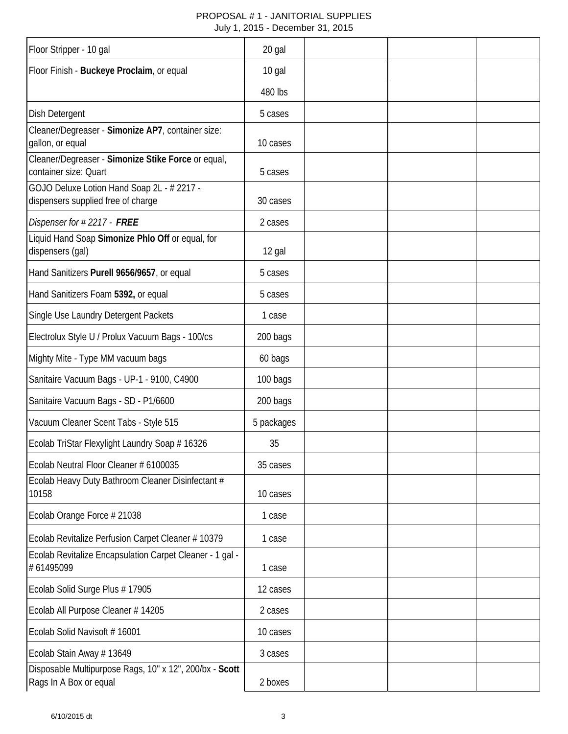PROPOSAL # 1 - JANITORIAL SUPPLIES
July 1, 2015 - December 31, 2015

| | | | | |
|---|---|---|---|---|
| Floor Stripper - 10 gal | 20 gal | | | |
| Floor Finish - **Buckeye Proclaim**, or equal | 10 gal | | | |
| | 480 lbs | | | |
| Dish Detergent | 5 cases | | | |
| Cleaner/Degreaser - **Simonize AP7**, container size: gallon, or equal | 10 cases | | | |
| Cleaner/Degreaser - **Simonize Stike Force** or equal, container size: Quart | 5 cases | | | |
| GOJO Deluxe Lotion Hand Soap 2L - # 2217 - dispensers supplied free of charge | 30 cases | | | |
| *Dispenser for # 2217 - **FREE*** | 2 cases | | | |
| Liquid Hand Soap **Simonize Phlo Off** or equal, for dispensers (gal) | 12 gal | | | |
| Hand Sanitizers **Purell 9656/9657**, or equal | 5 cases | | | |
| Hand Sanitizers Foam **5392,** or equal | 5 cases | | | |
| Single Use Laundry Detergent Packets | 1 case | | | |
| Electrolux Style U / Prolux Vacuum Bags - 100/cs | 200 bags | | | |
| Mighty Mite - Type MM vacuum bags | 60 bags | | | |
| Sanitaire Vacuum Bags - UP-1 - 9100, C4900 | 100 bags | | | |
| Sanitaire Vacuum Bags - SD - P1/6600 | 200 bags | | | |
| Vacuum Cleaner Scent Tabs - Style 515 | 5 packages | | | |
| Ecolab TriStar Flexylight Laundry Soap # 16326 | 35 | | | |
| Ecolab Neutral Floor Cleaner # 6100035 | 35 cases | | | |
| Ecolab Heavy Duty Bathroom Cleaner Disinfectant # 10158 | 10 cases | | | |
| Ecolab Orange Force # 21038 | 1 case | | | |
| Ecolab Revitalize Perfusion Carpet Cleaner # 10379 | 1 case | | | |
| Ecolab Revitalize Encapsulation Carpet Cleaner - 1 gal - # 61495099 | 1 case | | | |
| Ecolab Solid Surge Plus # 17905 | 12 cases | | | |
| Ecolab All Purpose Cleaner # 14205 | 2 cases | | | |
| Ecolab Solid Navisoft # 16001 | 10 cases | | | |
| Ecolab Stain Away # 13649 | 3 cases | | | |
| Disposable Multipurpose Rags, 10" x 12", 200/bx - **Scott** Rags In A Box or equal | 2 boxes | | | |

6/10/2015 dt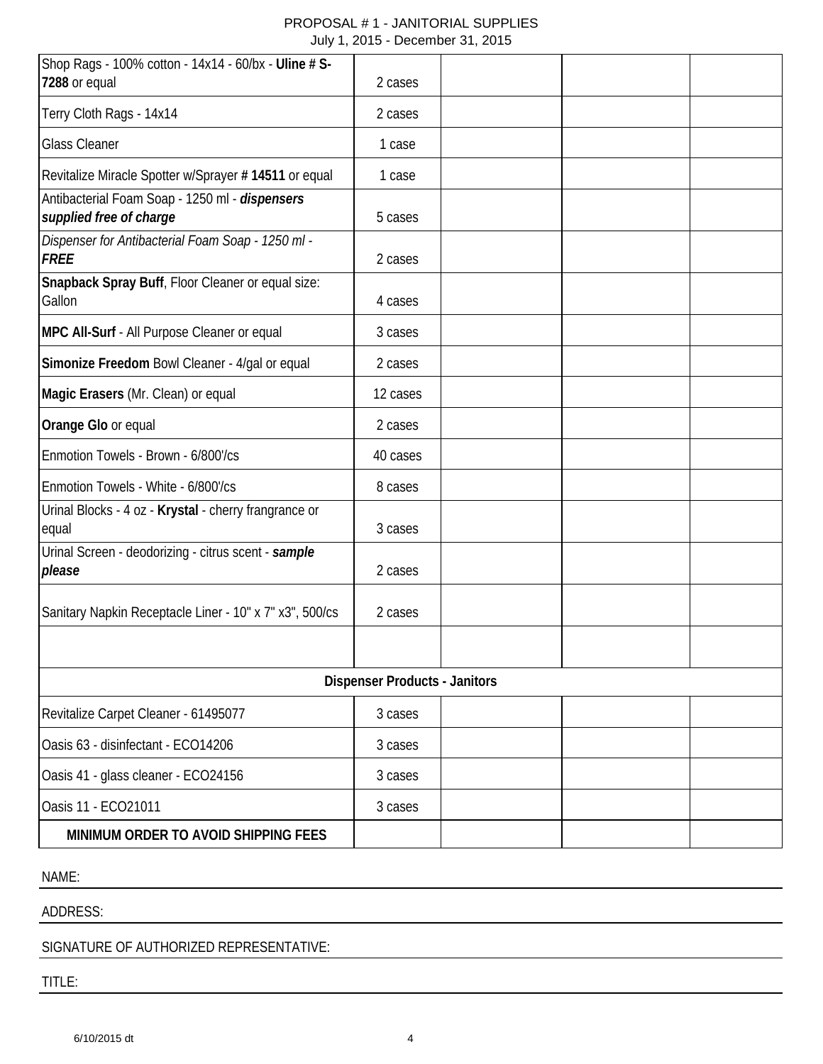PROPOSAL # 1 - JANITORIAL SUPPLIES
July 1, 2015 - December 31, 2015

| | | | | |
|---|---|---|---|---|
| Shop Rags - 100% cotton - 14x14 - 60/bx - **Uline # S-7288** or equal | 2 cases | | | |
| Terry Cloth Rags - 14x14 | 2 cases | | | |
| Glass Cleaner | 1 case | | | |
| Revitalize Miracle Spotter w/Sprayer # **14511** or equal | 1 case | | | |
| Antibacterial Foam Soap - 1250 ml - ***dispensers supplied free of charge*** | 5 cases | | | |
| *Dispenser for Antibacterial Foam Soap - 1250 ml -* ***FREE*** | 2 cases | | | |
| **Snapback Spray Buff**, Floor Cleaner or equal size: Gallon | 4 cases | | | |
| **MPC All-Surf** - All Purpose Cleaner or equal | 3 cases | | | |
| **Simonize Freedom** Bowl Cleaner - 4/gal or equal | 2 cases | | | |
| **Magic Erasers** (Mr. Clean) or equal | 12 cases | | | |
| **Orange Glo** or equal | 2 cases | | | |
| Enmotion Towels - Brown - 6/800'/cs | 40 cases | | | |
| Enmotion Towels - White - 6/800'/cs | 8 cases | | | |
| Urinal Blocks - 4 oz - **Krystal** - cherry frangrance or equal | 3 cases | | | |
| Urinal Screen - deodorizing - citrus scent - ***sample please*** | 2 cases | | | |
| Sanitary Napkin Receptacle Liner - 10" x 7" x3", 500/cs | 2 cases | | | |
| | | | | |
| **Dispenser Products - Janitors** | | | | |
| Revitalize Carpet Cleaner - 61495077 | 3 cases | | | |
| Oasis 63 - disinfectant - ECO14206 | 3 cases | | | |
| Oasis 41 - glass cleaner - ECO24156 | 3 cases | | | |
| Oasis 11 - ECO21011 | 3 cases | | | |
| **MINIMUM ORDER TO AVOID SHIPPING FEES** | | | | |

NAME:

ADDRESS:

SIGNATURE OF AUTHORIZED REPRESENTATIVE:

TITLE:

6/10/2015 dt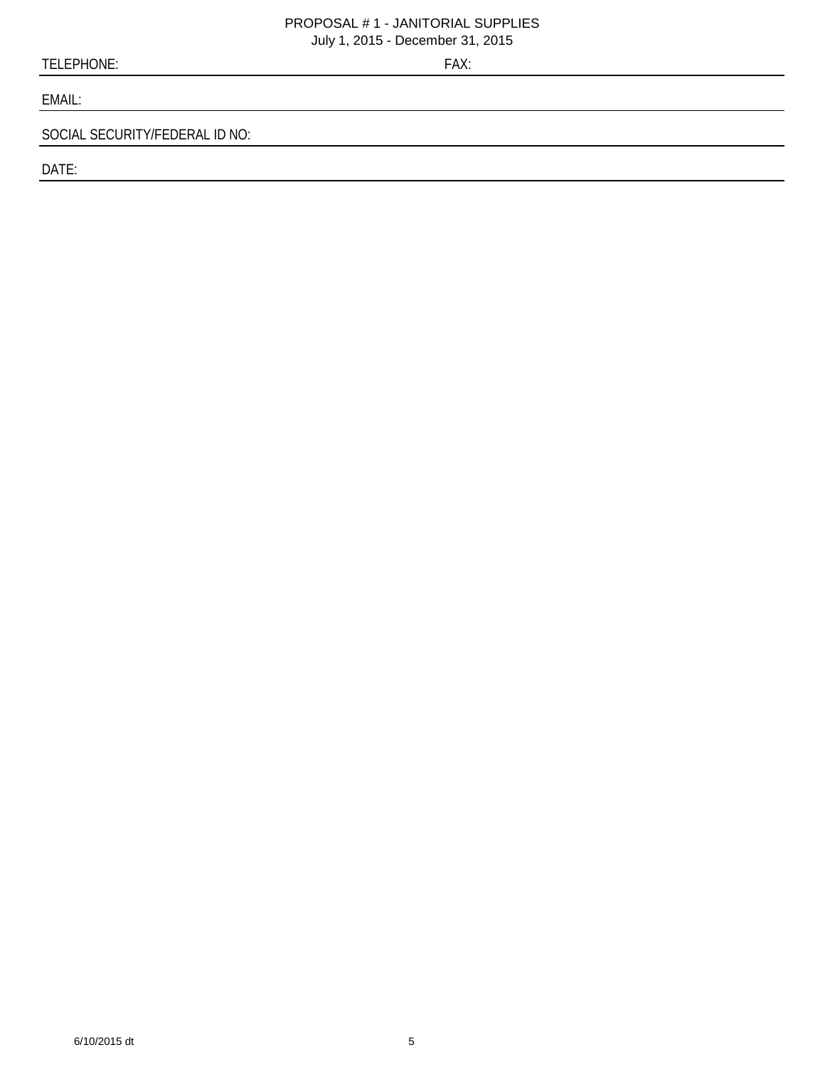PROPOSAL # 1 - JANITORIAL SUPPLIES

July 1, 2015 - December 31, 2015

TELEPHONE: FAX:

EMAIL:

SOCIAL SECURITY/FEDERAL ID NO:

DATE:

6/10/2015 dt